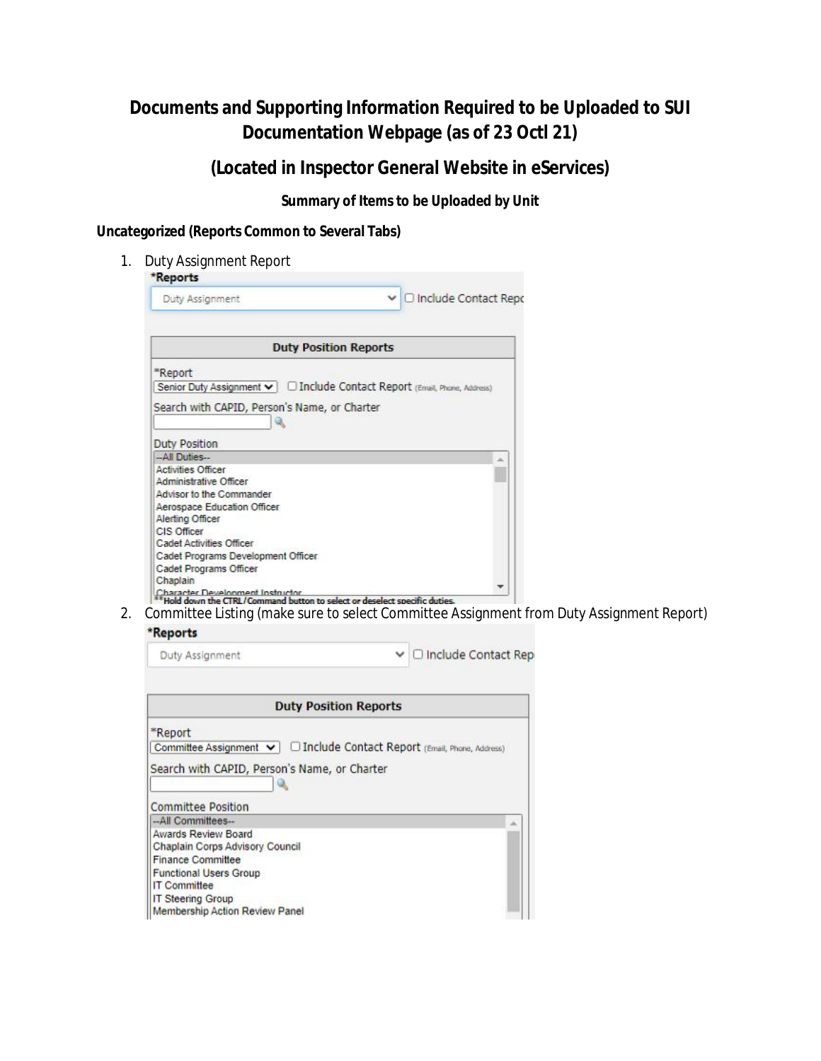# Documents and Supporting Information Required to be Uploaded to SUI Documentation Webpage (as of 23 Octl 21)

## (Located in Inspector General Website in eServices)

### Summary of Items to be Uploaded by Unit

**Uncategorized (Reports Common to Several Tabs)**

1. Duty Assignment Report

   *Reports

   Duty Assignment ☐ Include Contact Repo

   **Duty Position Reports**

   *Report

   Senior Duty Assignment ☐ Include Contact Report (Email, Phone, Address)

   Search with CAPID, Person's Name, or Charter

   Duty Position

   --All Duties--
   Activities Officer
   Administrative Officer
   Advisor to the Commander
   Aerospace Education Officer
   Alerting Officer
   CIS Officer
   Cadet Activities Officer
   Cadet Programs Development Officer
   Cadet Programs Officer
   Chaplain
   Character Development Instructor

   **Hold down the CTRL/Command button to select or deselect specific duties.

2. Committee Listing (make sure to select Committee Assignment from Duty Assignment Report)

   *Reports

   Duty Assignment ☐ Include Contact Rep

   **Duty Position Reports**

   *Report

   Committee Assignment ☐ Include Contact Report (Email, Phone, Address)

   Search with CAPID, Person's Name, or Charter

   Committee Position

   --All Committees--
   Awards Review Board
   Chaplain Corps Advisory Council
   Finance Committee
   Functional Users Group
   IT Committee
   IT Steering Group
   Membership Action Review Panel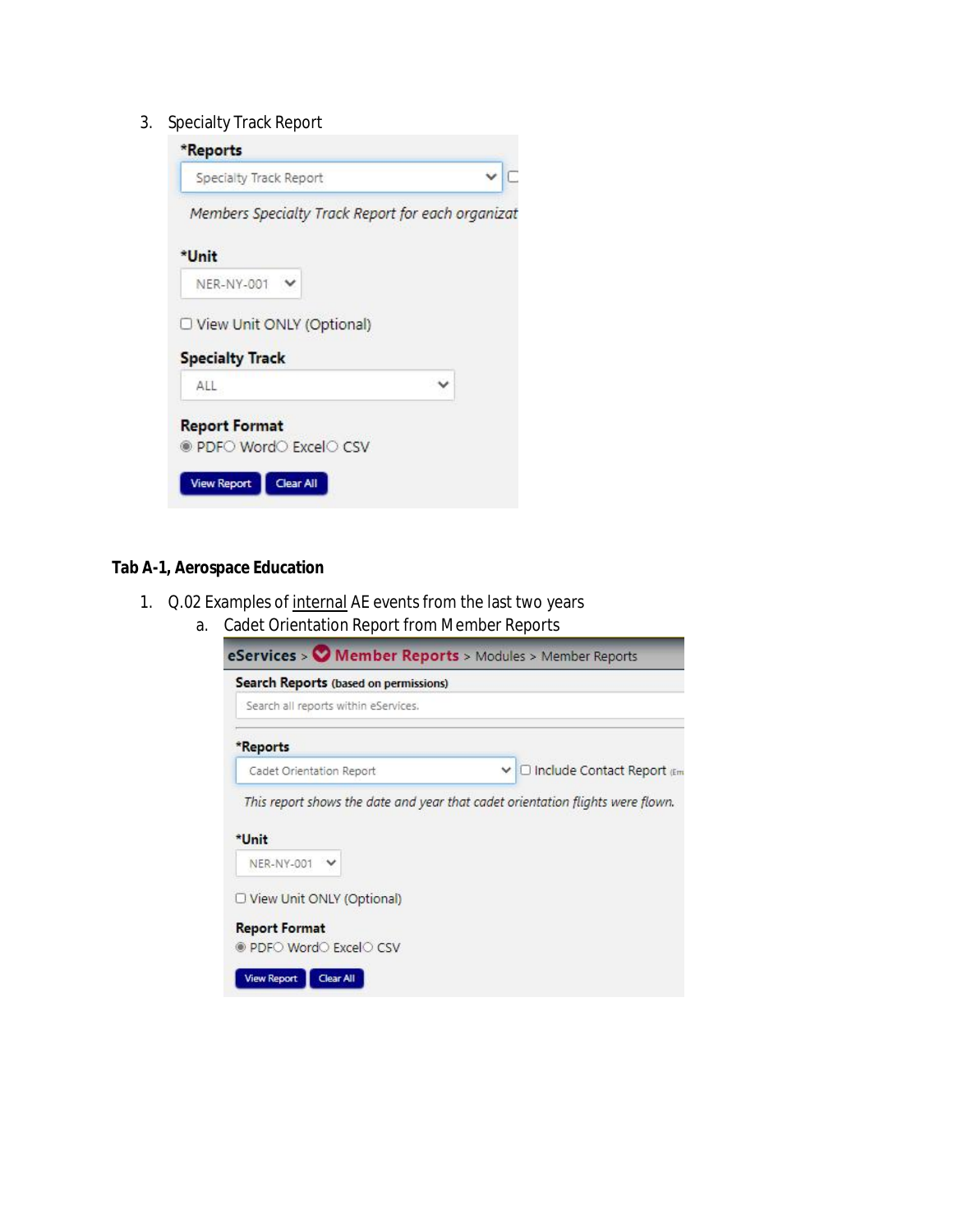3. Specialty Track Report

**\*Reports**

Specialty Track Report

*Members Specialty Track Report for each organizat*

**\*Unit**

NER-NY-001

☐ View Unit ONLY (Optional)

**Specialty Track**

ALL

**Report Format**

◉ PDF ○ Word ○ Excel ○ CSV

View Report | Clear All

**Tab A-1, Aerospace Education**

1. Q.02 Examples of <u>internal</u> AE events from the last two years
   a. Cadet Orientation Report from Member Reports

**eServices** > **Member Reports** > Modules > Member Reports

**Search Reports** (based on permissions)

Search all reports within eServices.

**\*Reports**

Cadet Orientation Report ☐ Include Contact Report

*This report shows the date and year that cadet orientation flights were flown.*

**\*Unit**

NER-NY-001

☐ View Unit ONLY (Optional)

**Report Format**

◉ PDF ○ Word ○ Excel ○ CSV

View Report | Clear All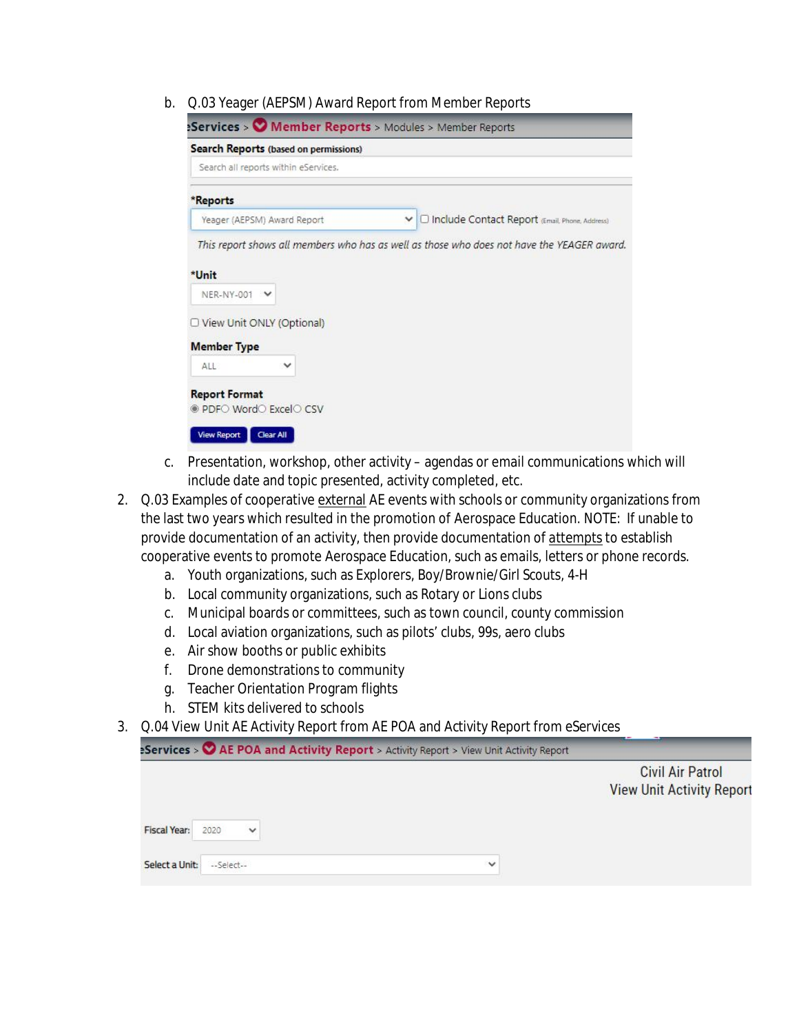b. Q.03 Yeager (AEPSM) Award Report from Member Reports

eServices > Member Reports > Modules > Member Reports

**Search Reports** (based on permissions)

Search all reports within eServices.

***Reports**

Yeager (AEPSM) Award Report ☐ Include Contact Report (Email, Phone, Address)

*This report shows all members who has as well as those who does not have the YEAGER award.*

***Unit**

NER-NY-001

☐ View Unit ONLY (Optional)

**Member Type**

ALL

**Report Format**

◉ PDF ○ Word ○ Excel ○ CSV

View Report | Clear All

c. Presentation, workshop, other activity – agendas or email communications which will include date and topic presented, activity completed, etc.

2. Q.03 Examples of cooperative external AE events with schools or community organizations from the last two years which resulted in the promotion of Aerospace Education. NOTE: If unable to provide documentation of an activity, then provide documentation of attempts to establish cooperative events to promote Aerospace Education, such as emails, letters or phone records.
   a. Youth organizations, such as Explorers, Boy/Brownie/Girl Scouts, 4-H
   b. Local community organizations, such as Rotary or Lions clubs
   c. Municipal boards or committees, such as town council, county commission
   d. Local aviation organizations, such as pilots' clubs, 99s, aero clubs
   e. Air show booths or public exhibits
   f. Drone demonstrations to community
   g. Teacher Orientation Program flights
   h. STEM kits delivered to schools

3. Q.04 View Unit AE Activity Report from AE POA and Activity Report from eServices

eServices > AE POA and Activity Report > Activity Report > View Unit Activity Report

Civil Air Patrol
View Unit Activity Report

Fiscal Year: 2020

Select a Unit: --Select--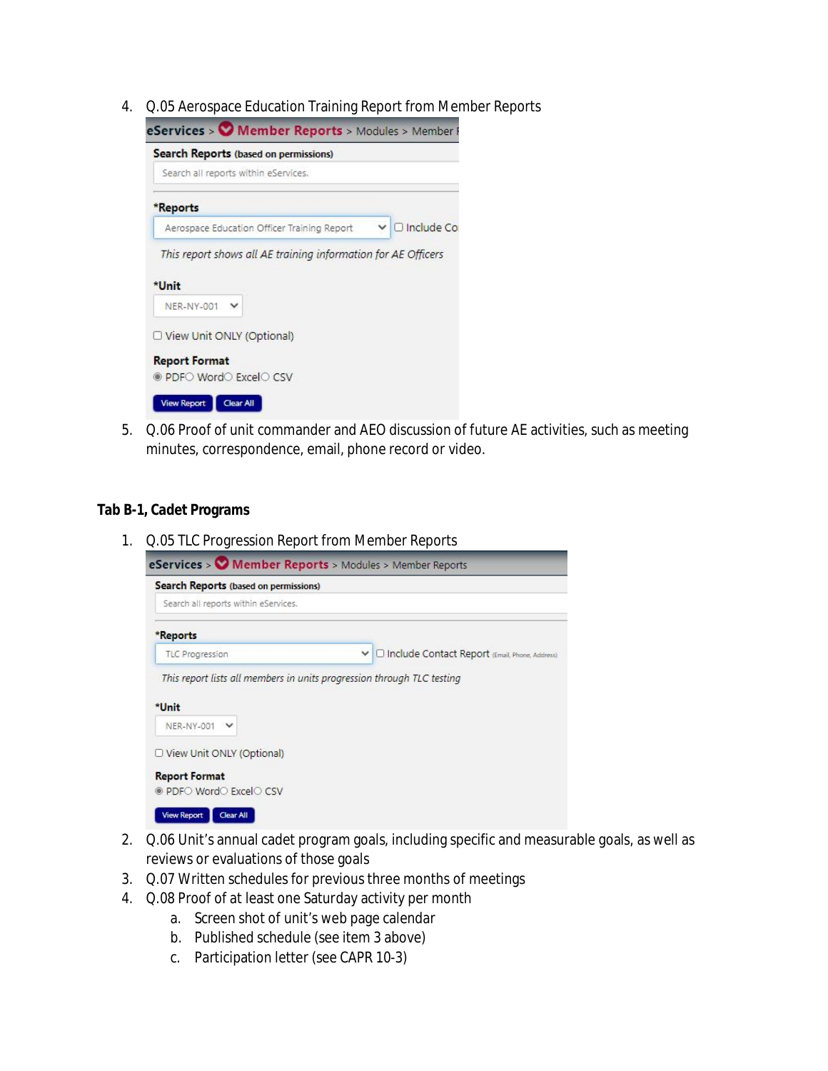4. Q.05 Aerospace Education Training Report from Member Reports

5. Q.06 Proof of unit commander and AEO discussion of future AE activities, such as meeting minutes, correspondence, email, phone record or video.

**Tab B-1, Cadet Programs**

1. Q.05 TLC Progression Report from Member Reports

2. Q.06 Unit's annual cadet program goals, including specific and measurable goals, as well as reviews or evaluations of those goals
3. Q.07 Written schedules for previous three months of meetings
4. Q.08 Proof of at least one Saturday activity per month
   a. Screen shot of unit's web page calendar
   b. Published schedule (see item 3 above)
   c. Participation letter (see CAPR 10-3)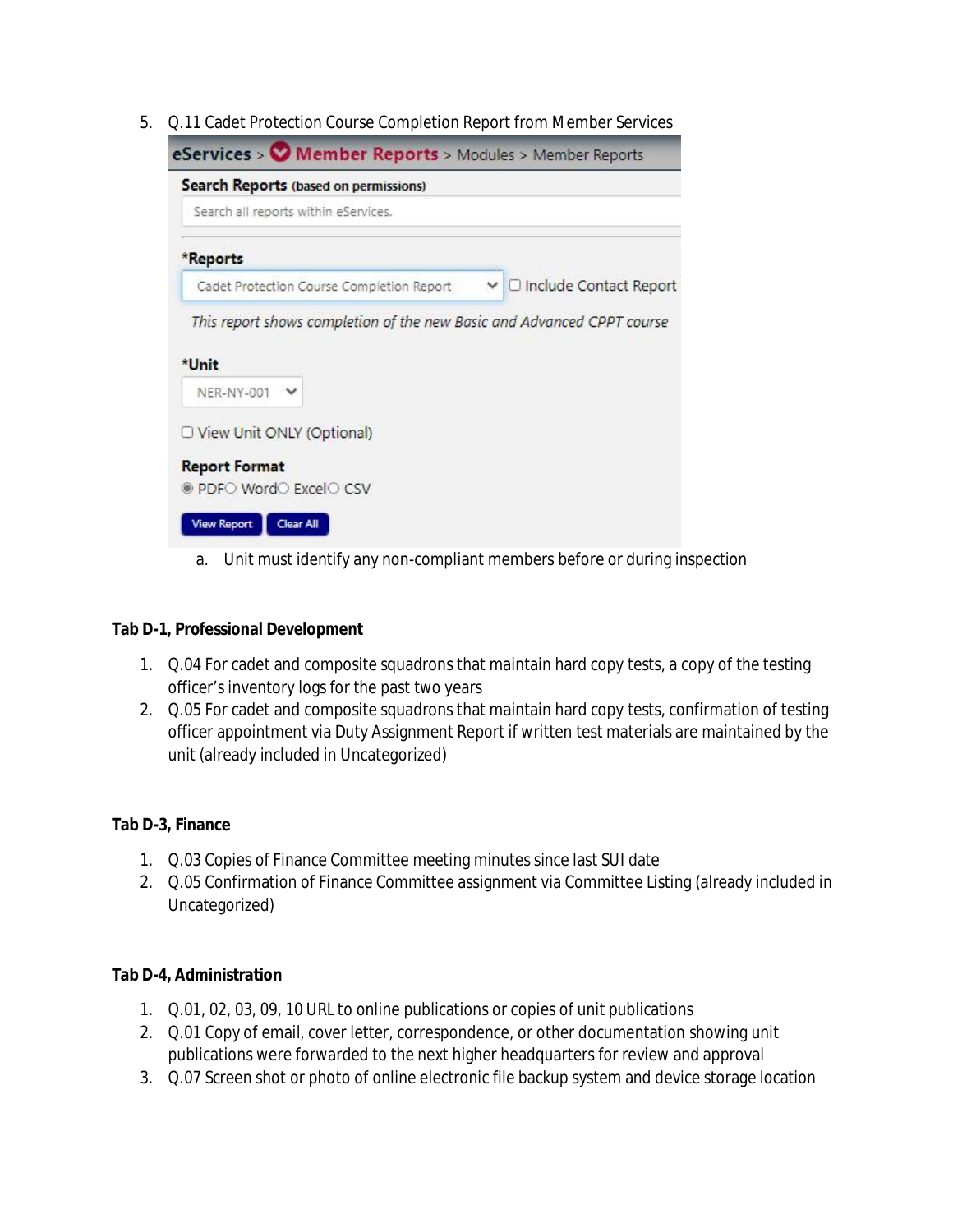5. Q.11 Cadet Protection Course Completion Report from Member Services

   eServices > Member Reports > Modules > Member Reports

   **Search Reports** (based on permissions)

   Search all reports within eServices.

   ***Reports**

   Cadet Protection Course Completion Report ☐ Include Contact Report

   *This report shows completion of the new Basic and Advanced CPPT course*

   ***Unit**

   NER-NY-001

   ☐ View Unit ONLY (Optional)

   **Report Format**

   ◉ PDF ○ Word ○ Excel ○ CSV

   View Report | Clear All

   a. Unit must identify any non-compliant members before or during inspection

**Tab D-1, Professional Development**

1. Q.04 For cadet and composite squadrons that maintain hard copy tests, a copy of the testing officer's inventory logs for the past two years
2. Q.05 For cadet and composite squadrons that maintain hard copy tests, confirmation of testing officer appointment via Duty Assignment Report if written test materials are maintained by the unit (already included in Uncategorized)

**Tab D-3, Finance**

1. Q.03 Copies of Finance Committee meeting minutes since last SUI date
2. Q.05 Confirmation of Finance Committee assignment via Committee Listing (already included in Uncategorized)

**Tab D-4, Administration**

1. Q.01, 02, 03, 09, 10 URL to online publications or copies of unit publications
2. Q.01 Copy of email, cover letter, correspondence, or other documentation showing unit publications were forwarded to the next higher headquarters for review and approval
3. Q.07 Screen shot or photo of online electronic file backup system and device storage location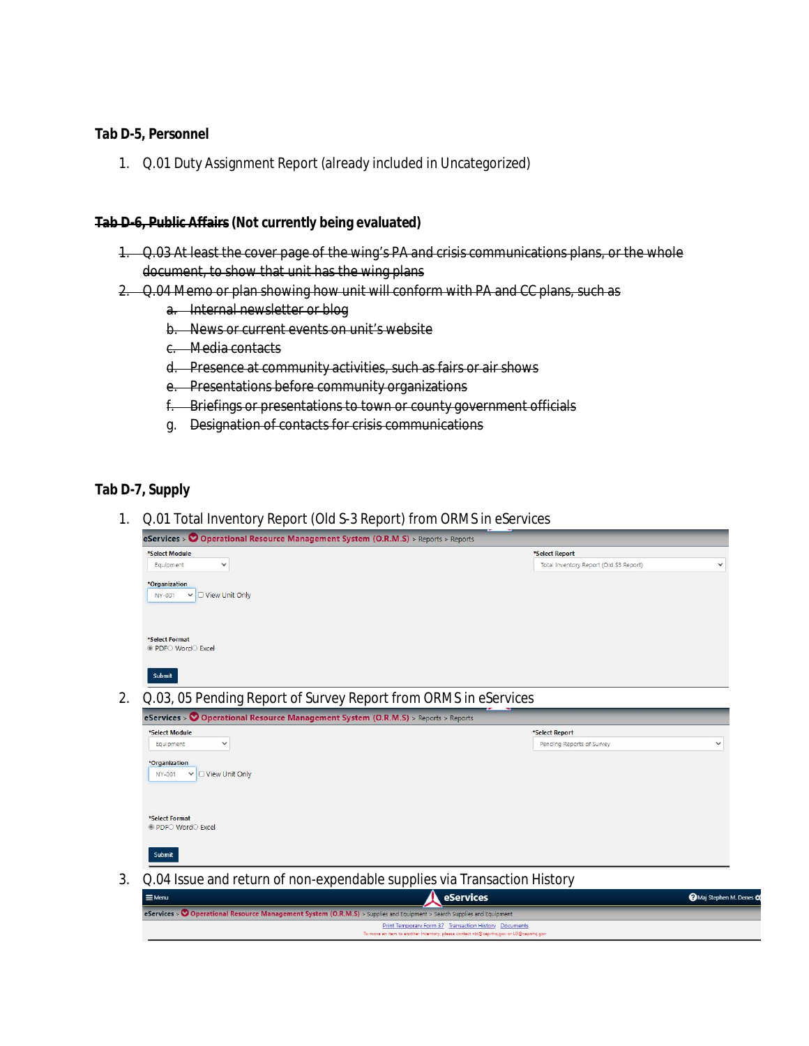**Tab D-5, Personnel**

1. Q.01 Duty Assignment Report (already included in Uncategorized)

**~~Tab D-6, Public Affairs~~ (Not currently being evaluated)**

1. ~~Q.03 At least the cover page of the wing's PA and crisis communications plans, or the whole document, to show that unit has the wing plans~~
2. ~~Q.04 Memo or plan showing how unit will conform with PA and CC plans, such as~~
   a. ~~Internal newsletter or blog~~
   b. ~~News or current events on unit's website~~
   c. ~~Media contacts~~
   d. ~~Presence at community activities, such as fairs or air shows~~
   e. ~~Presentations before community organizations~~
   f. ~~Briefings or presentations to town or county government officials~~
   g. ~~Designation of contacts for crisis communications~~

**Tab D-7, Supply**

1. Q.01 Total Inventory Report (Old S-3 Report) from ORMS in eServices

   eServices > Operational Resource Management System (O.R.M.S) > Reports > Reports

   *Select Module: Equipment
   *Select Report: Total Inventory Report (Old S3 Report)
   *Organization: NY-001 ☐ View Unit Only
   *Select Format: ◉ PDF ○ Word ○ Excel
   Submit

2. Q.03, 05 Pending Report of Survey Report from ORMS in eServices

   eServices > Operational Resource Management System (O.R.M.S) > Reports > Reports

   *Select Module: Equipment
   *Select Report: Pending Reports of Survey
   *Organization: NY-001 ☐ View Unit Only
   *Select Format: ◉ PDF ○ Word ○ Excel
   Submit

3. Q.04 Issue and return of non-expendable supplies via Transaction History

   ☰ Menu — eServices — Maj Stephen M. Denes

   eServices > Operational Resource Management System (O.R.M.S) > Supplies and Equipment > Search Supplies and Equipment

   Print Temporary Form 37 Transaction History Documents

   To move an item to another inventory, please contact ntc@capnhq.gov or LG@capnhq.gov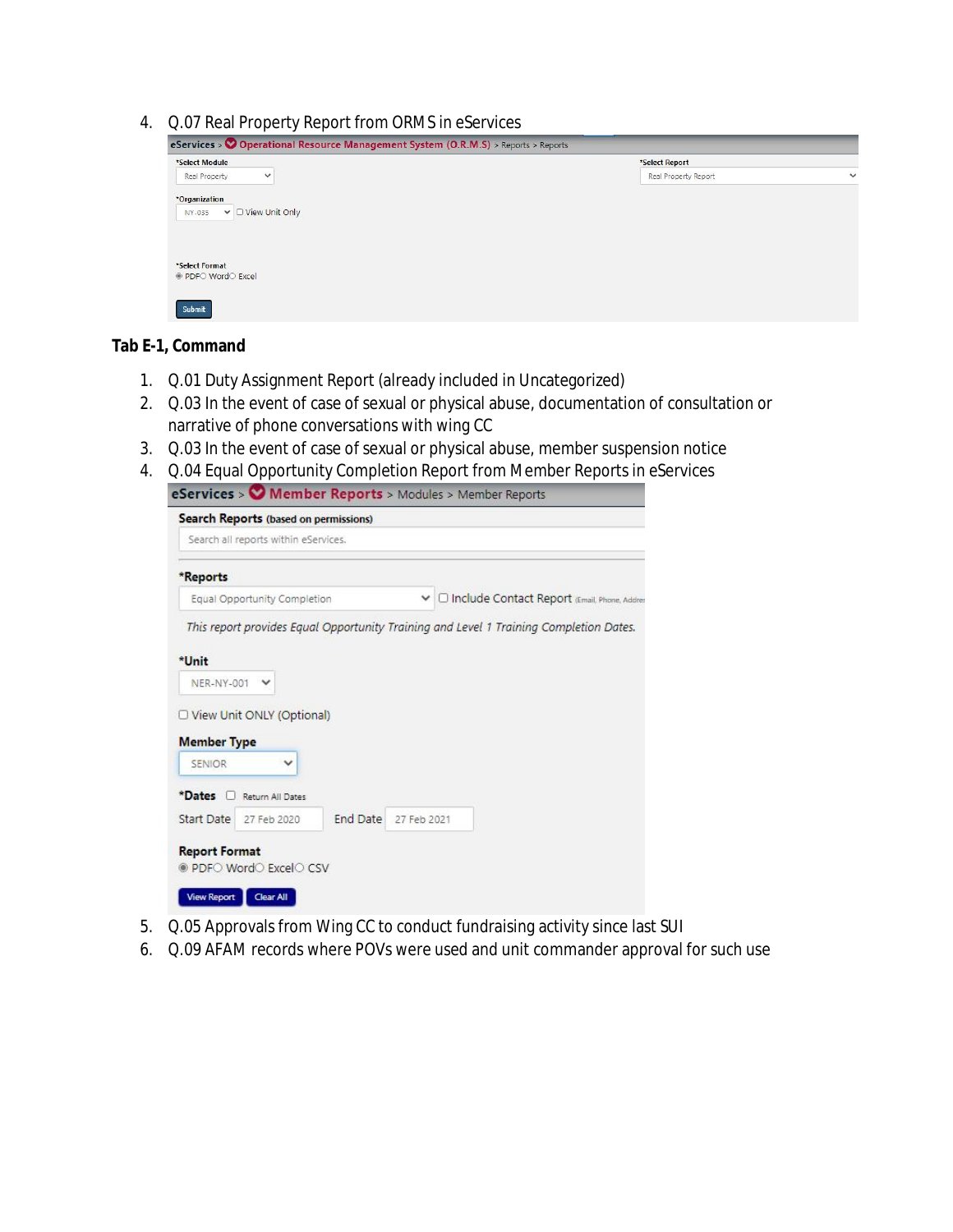4. Q.07 Real Property Report from ORMS in eServices

eServices > Operational Resource Management System (O.R.M.S) > Reports > Reports

*Select Module: Real Property
*Select Report: Real Property Report
*Organization: NY-035 ☐ View Unit Only
*Select Format: ◉ PDF ○ Word ○ Excel

Submit

**Tab E-1, Command**

1. Q.01 Duty Assignment Report (already included in Uncategorized)
2. Q.03 In the event of case of sexual or physical abuse, documentation of consultation or narrative of phone conversations with wing CC
3. Q.03 In the event of case of sexual or physical abuse, member suspension notice
4. Q.04 Equal Opportunity Completion Report from Member Reports in eServices

   eServices > Member Reports > Modules > Member Reports

   Search Reports (based on permissions)
   Search all reports within eServices.

   *Reports: Equal Opportunity Completion ☐ Include Contact Report (Email, Phone, Addres

   *This report provides Equal Opportunity Training and Level 1 Training Completion Dates.*

   *Unit: NER-NY-001
   ☐ View Unit ONLY (Optional)
   Member Type: SENIOR
   *Dates ☐ Return All Dates
   Start Date 27 Feb 2020 End Date 27 Feb 2021
   Report Format: ◉ PDF ○ Word ○ Excel ○ CSV

   View Report | Clear All

5. Q.05 Approvals from Wing CC to conduct fundraising activity since last SUI
6. Q.09 AFAM records where POVs were used and unit commander approval for such use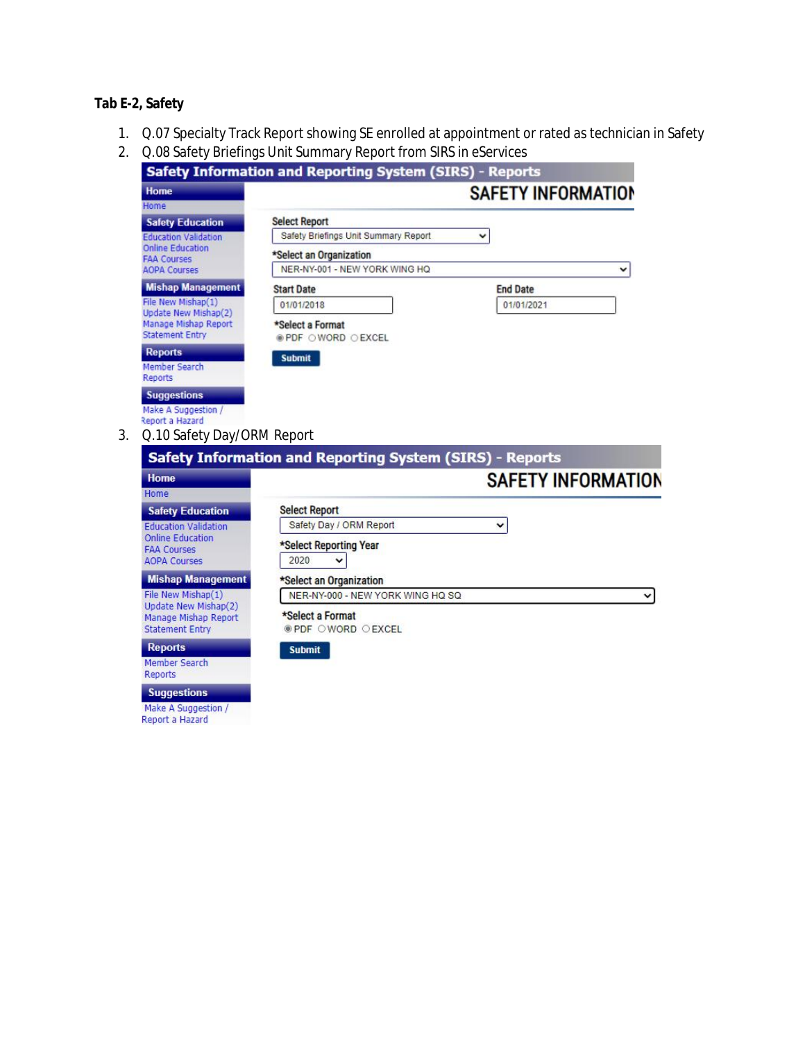**Tab E-2, Safety**

1. Q.07 Specialty Track Report showing SE enrolled at appointment or rated as technician in Safety
2. Q.08 Safety Briefings Unit Summary Report from SIRS in eServices

**Safety Information and Reporting System (SIRS) - Reports**

SAFETY INFORMATION

- **Home**
  - Home
- **Safety Education**
  - Education Validation
  - Online Education
  - FAA Courses
  - AOPA Courses
- **Mishap Management**
  - File New Mishap(1)
  - Update New Mishap(2)
  - Manage Mishap Report
  - Statement Entry
- **Reports**
  - Member Search
  - Reports
- **Suggestions**
  - Make A Suggestion / Report a Hazard

Select Report: Safety Briefings Unit Summary Report

*Select an Organization: NER-NY-001 - NEW YORK WING HQ

Start Date: 01/01/2018

End Date: 01/01/2021

*Select a Format: PDF / WORD / EXCEL

Submit

3. Q.10 Safety Day/ORM Report

**Safety Information and Reporting System (SIRS) - Reports**

SAFETY INFORMATION

- **Home**
  - Home
- **Safety Education**
  - Education Validation
  - Online Education
  - FAA Courses
  - AOPA Courses
- **Mishap Management**
  - File New Mishap(1)
  - Update New Mishap(2)
  - Manage Mishap Report
  - Statement Entry
- **Reports**
  - Member Search
  - Reports
- **Suggestions**
  - Make A Suggestion / Report a Hazard

Select Report: Safety Day / ORM Report

*Select Reporting Year: 2020

*Select an Organization: NER-NY-000 - NEW YORK WING HQ SQ

*Select a Format: PDF / WORD / EXCEL

Submit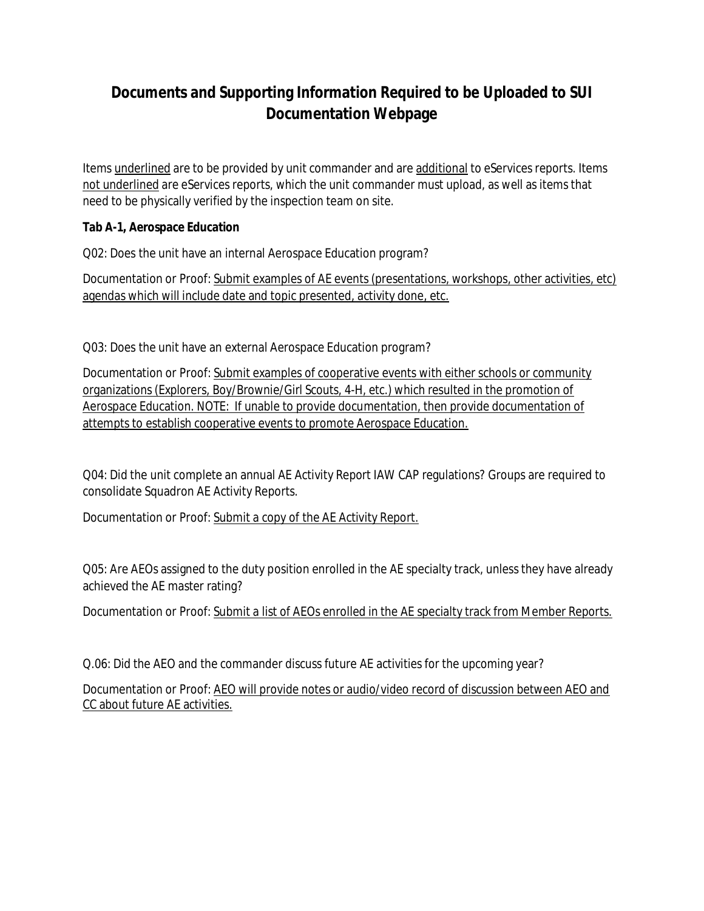# Documents and Supporting Information Required to be Uploaded to SUI Documentation Webpage

Items <u>underlined</u> are to be provided by unit commander and are <u>additional</u> to eServices reports. Items <u>not underlined</u> are eServices reports, which the unit commander must upload, as well as items that need to be physically verified by the inspection team on site.

**Tab A-1, Aerospace Education**

Q02: Does the unit have an internal Aerospace Education program?

Documentation or Proof: <u>Submit examples of AE events (presentations, workshops, other activities, etc) agendas which will include date and topic presented, activity done, etc.</u>

Q03: Does the unit have an external Aerospace Education program?

Documentation or Proof: <u>Submit examples of cooperative events with either schools or community organizations (Explorers, Boy/Brownie/Girl Scouts, 4-H, etc.) which resulted in the promotion of Aerospace Education. NOTE: If unable to provide documentation, then provide documentation of attempts to establish cooperative events to promote Aerospace Education.</u>

Q04: Did the unit complete an annual AE Activity Report IAW CAP regulations? Groups are required to consolidate Squadron AE Activity Reports.

Documentation or Proof: <u>Submit a copy of the AE Activity Report.</u>

Q05: Are AEOs assigned to the duty position enrolled in the AE specialty track, unless they have already achieved the AE master rating?

Documentation or Proof: <u>Submit a list of AEOs enrolled in the AE specialty track from Member Reports.</u>

Q.06: Did the AEO and the commander discuss future AE activities for the upcoming year?

Documentation or Proof: <u>AEO will provide notes or audio/video record of discussion between AEO and CC about future AE activities.</u>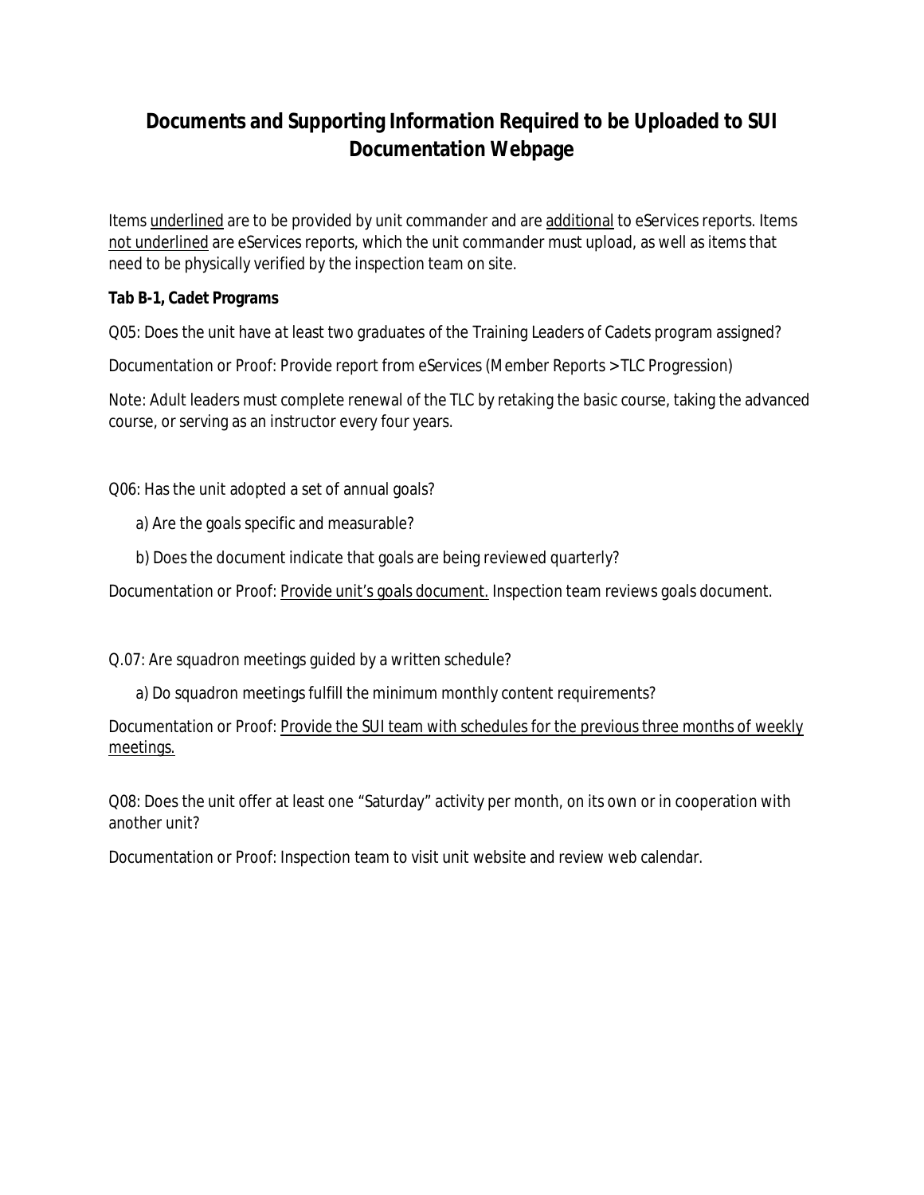# Documents and Supporting Information Required to be Uploaded to SUI Documentation Webpage

Items <u>underlined</u> are to be provided by unit commander and are <u>additional</u> to eServices reports. Items <u>not underlined</u> are eServices reports, which the unit commander must upload, as well as items that need to be physically verified by the inspection team on site.

**Tab B-1, Cadet Programs**

Q05: Does the unit have at least two graduates of the Training Leaders of Cadets program assigned?

Documentation or Proof: Provide report from eServices (Member Reports > TLC Progression)

Note: Adult leaders must complete renewal of the TLC by retaking the basic course, taking the advanced course, or serving as an instructor every four years.

Q06: Has the unit adopted a set of annual goals?

a) Are the goals specific and measurable?

b) Does the document indicate that goals are being reviewed quarterly?

Documentation or Proof: <u>Provide unit's goals document.</u> Inspection team reviews goals document.

Q.07: Are squadron meetings guided by a written schedule?

a) Do squadron meetings fulfill the minimum monthly content requirements?

Documentation or Proof: <u>Provide the SUI team with schedules for the previous three months of weekly meetings.</u>

Q08: Does the unit offer at least one "Saturday" activity per month, on its own or in cooperation with another unit?

Documentation or Proof: Inspection team to visit unit website and review web calendar.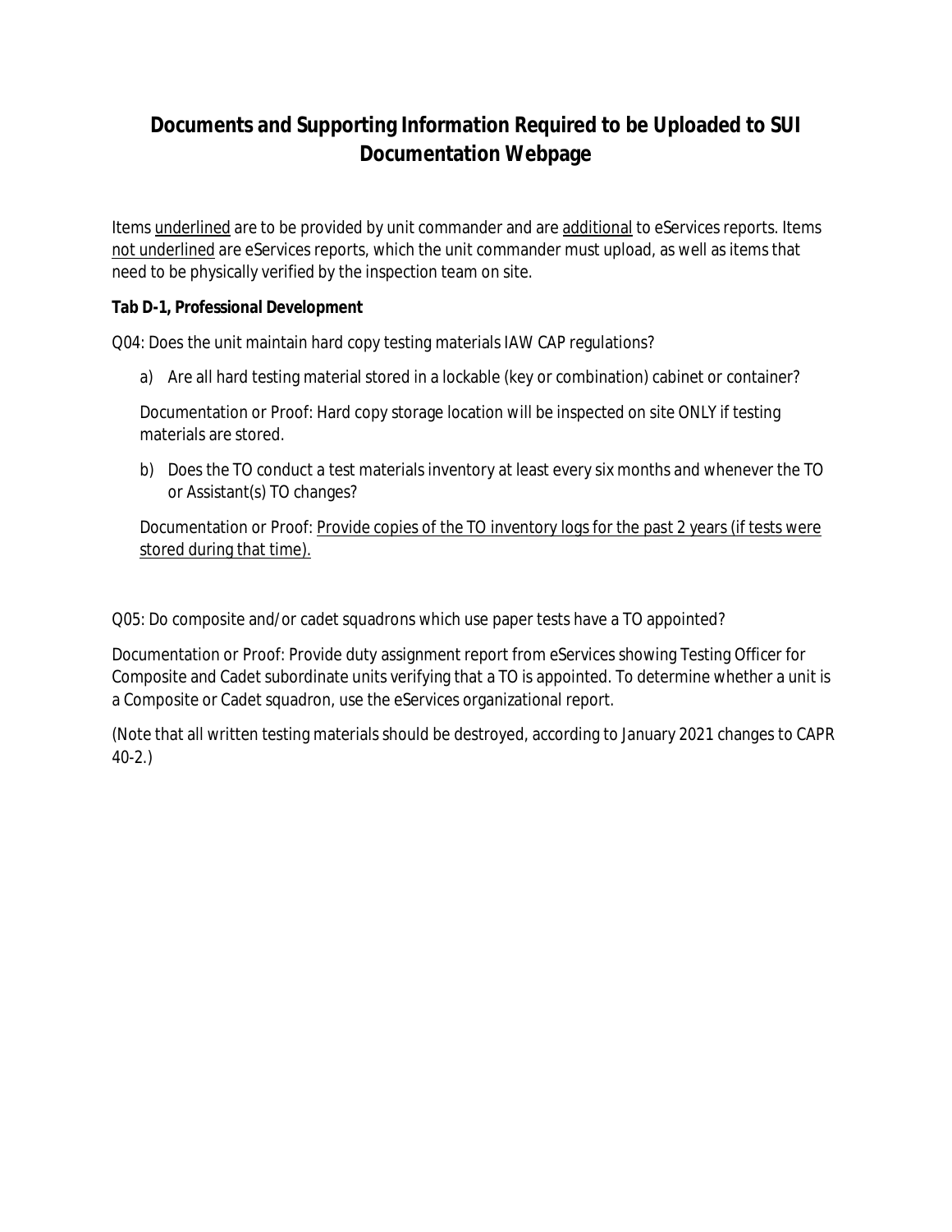# Documents and Supporting Information Required to be Uploaded to SUI Documentation Webpage

Items <u>underlined</u> are to be provided by unit commander and are <u>additional</u> to eServices reports. Items <u>not underlined</u> are eServices reports, which the unit commander must upload, as well as items that need to be physically verified by the inspection team on site.

**Tab D-1, Professional Development**

Q04: Does the unit maintain hard copy testing materials IAW CAP regulations?

a) Are all hard testing material stored in a lockable (key or combination) cabinet or container?

Documentation or Proof: Hard copy storage location will be inspected on site ONLY if testing materials are stored.

b) Does the TO conduct a test materials inventory at least every six months and whenever the TO or Assistant(s) TO changes?

Documentation or Proof: <u>Provide copies of the TO inventory logs for the past 2 years (if tests were stored during that time).</u>

Q05: Do composite and/or cadet squadrons which use paper tests have a TO appointed?

Documentation or Proof: Provide duty assignment report from eServices showing Testing Officer for Composite and Cadet subordinate units verifying that a TO is appointed. To determine whether a unit is a Composite or Cadet squadron, use the eServices organizational report.

(Note that all written testing materials should be destroyed, according to January 2021 changes to CAPR 40-2.)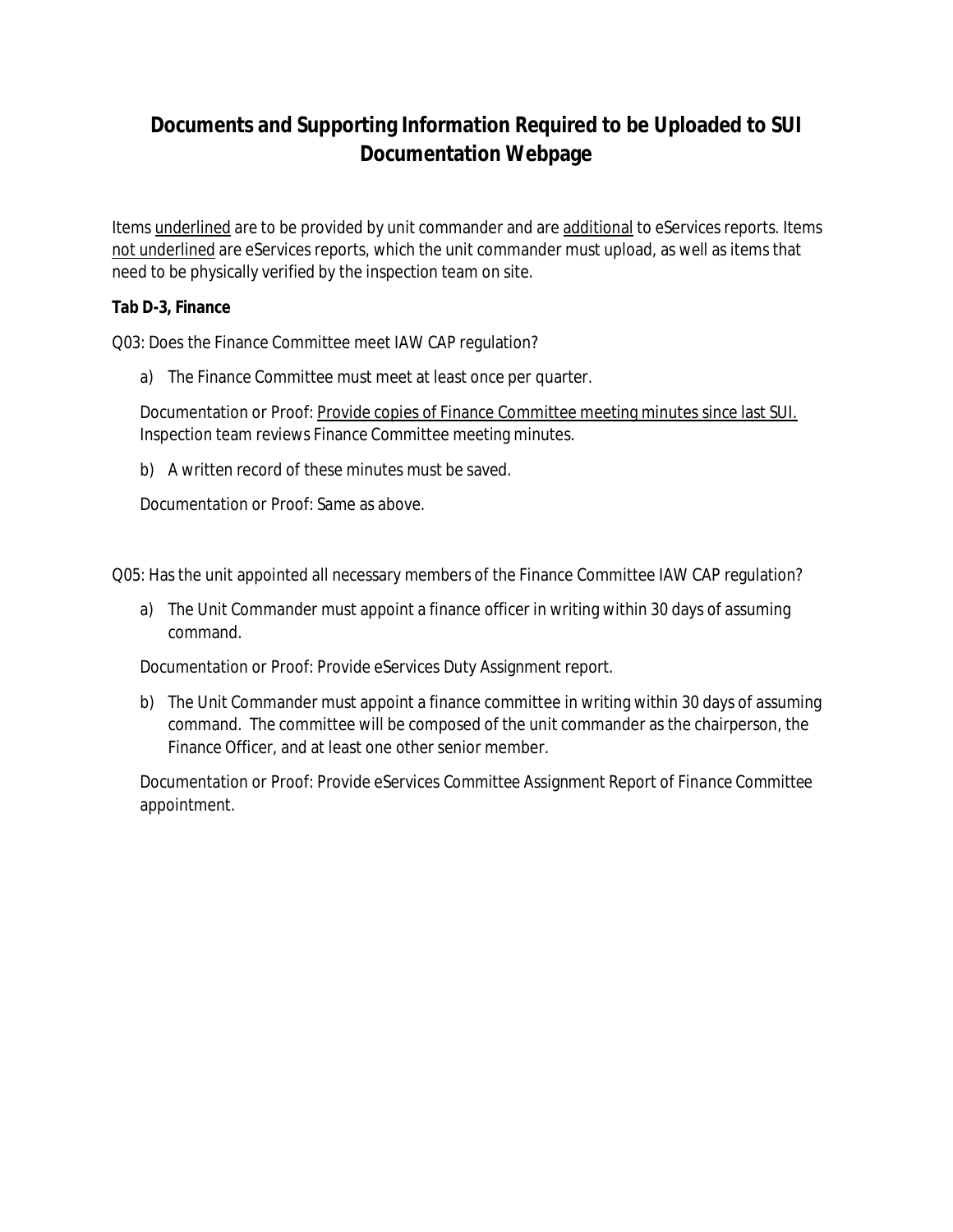# Documents and Supporting Information Required to be Uploaded to SUI Documentation Webpage

Items <u>underlined</u> are to be provided by unit commander and are <u>additional</u> to eServices reports. Items <u>not underlined</u> are eServices reports, which the unit commander must upload, as well as items that need to be physically verified by the inspection team on site.

**Tab D-3, Finance**

Q03: Does the Finance Committee meet IAW CAP regulation?

a) The Finance Committee must meet at least once per quarter.

Documentation or Proof: <u>Provide copies of Finance Committee meeting minutes since last SUI.</u> Inspection team reviews Finance Committee meeting minutes.

b) A written record of these minutes must be saved.

Documentation or Proof: Same as above.

Q05: Has the unit appointed all necessary members of the Finance Committee IAW CAP regulation?

a) The Unit Commander must appoint a finance officer in writing within 30 days of assuming command.

Documentation or Proof: Provide eServices Duty Assignment report.

b) The Unit Commander must appoint a finance committee in writing within 30 days of assuming command. The committee will be composed of the unit commander as the chairperson, the Finance Officer, and at least one other senior member.

Documentation or Proof: Provide eServices Committee Assignment Report of Finance Committee appointment.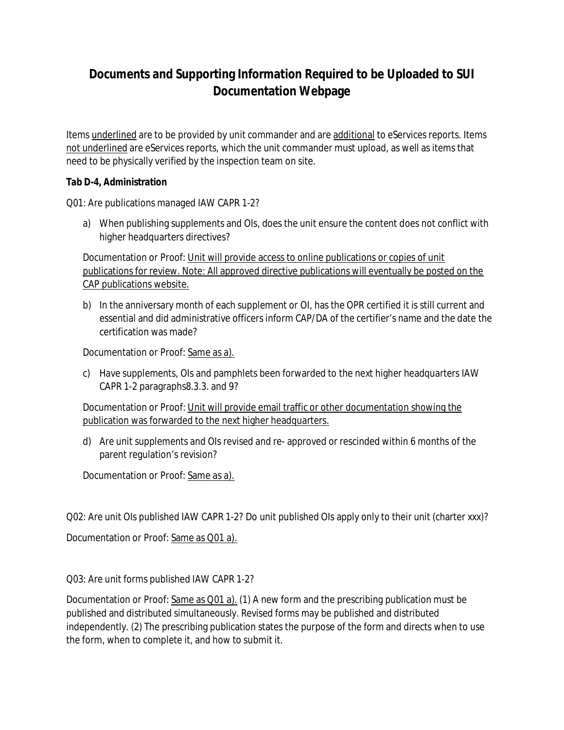# Documents and Supporting Information Required to be Uploaded to SUI Documentation Webpage

Items underlined are to be provided by unit commander and are additional to eServices reports. Items not underlined are eServices reports, which the unit commander must upload, as well as items that need to be physically verified by the inspection team on site.

**Tab D-4, Administration**

Q01: Are publications managed IAW CAPR 1-2?

a) When publishing supplements and OIs, does the unit ensure the content does not conflict with higher headquarters directives?

Documentation or Proof: Unit will provide access to online publications or copies of unit publications for review. Note: All approved directive publications will eventually be posted on the CAP publications website.

b) In the anniversary month of each supplement or OI, has the OPR certified it is still current and essential and did administrative officers inform CAP/DA of the certifier's name and the date the certification was made?

Documentation or Proof: Same as a).

c) Have supplements, OIs and pamphlets been forwarded to the next higher headquarters IAW CAPR 1-2 paragraphs8.3.3. and 9?

Documentation or Proof: Unit will provide email traffic or other documentation showing the publication was forwarded to the next higher headquarters.

d) Are unit supplements and OIs revised and re- approved or rescinded within 6 months of the parent regulation's revision?

Documentation or Proof: Same as a).

Q02: Are unit OIs published IAW CAPR 1-2? Do unit published OIs apply only to their unit (charter xxx)?

Documentation or Proof: Same as Q01 a).

Q03: Are unit forms published IAW CAPR 1-2?

Documentation or Proof: Same as Q01 a). (1) A new form and the prescribing publication must be published and distributed simultaneously. Revised forms may be published and distributed independently. (2) The prescribing publication states the purpose of the form and directs when to use the form, when to complete it, and how to submit it.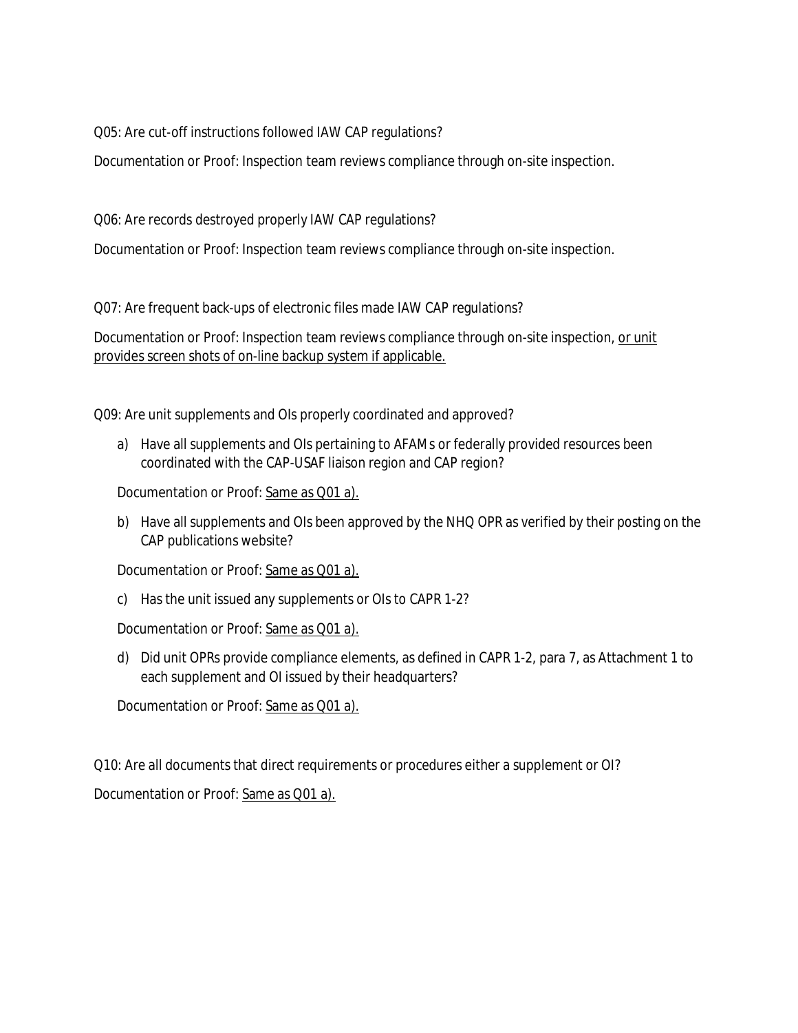Q05: Are cut-off instructions followed IAW CAP regulations?

Documentation or Proof: Inspection team reviews compliance through on-site inspection.

Q06: Are records destroyed properly IAW CAP regulations?

Documentation or Proof: Inspection team reviews compliance through on-site inspection.

Q07: Are frequent back-ups of electronic files made IAW CAP regulations?

Documentation or Proof: Inspection team reviews compliance through on-site inspection, <u>or unit provides screen shots of on-line backup system if applicable.</u>

Q09: Are unit supplements and OIs properly coordinated and approved?

a) Have all supplements and OIs pertaining to AFAMs or federally provided resources been coordinated with the CAP-USAF liaison region and CAP region?

   Documentation or Proof: <u>Same as Q01 a).</u>

b) Have all supplements and OIs been approved by the NHQ OPR as verified by their posting on the CAP publications website?

   Documentation or Proof: <u>Same as Q01 a).</u>

c) Has the unit issued any supplements or OIs to CAPR 1-2?

   Documentation or Proof: <u>Same as Q01 a).</u>

d) Did unit OPRs provide compliance elements, as defined in CAPR 1-2, para 7, as Attachment 1 to each supplement and OI issued by their headquarters?

   Documentation or Proof: <u>Same as Q01 a).</u>

Q10: Are all documents that direct requirements or procedures either a supplement or OI?

Documentation or Proof: <u>Same as Q01 a).</u>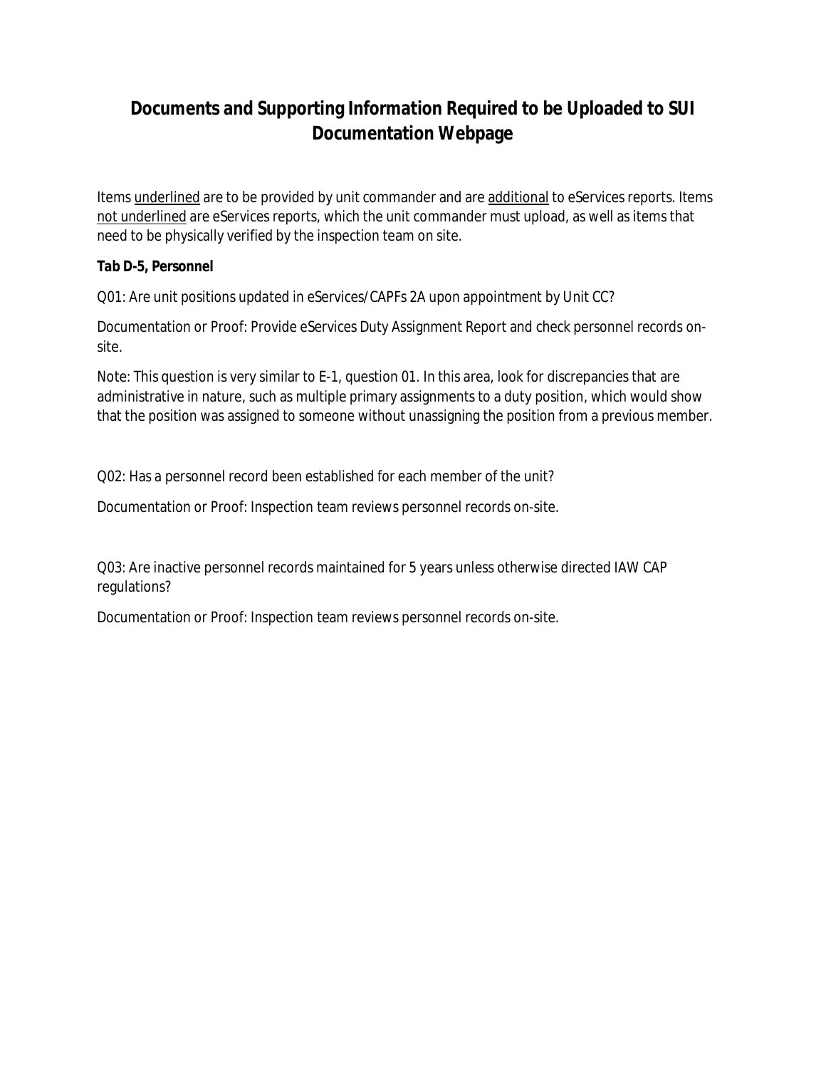# Documents and Supporting Information Required to be Uploaded to SUI Documentation Webpage

Items <u>underlined</u> are to be provided by unit commander and are <u>additional</u> to eServices reports. Items <u>not underlined</u> are eServices reports, which the unit commander must upload, as well as items that need to be physically verified by the inspection team on site.

**Tab D-5, Personnel**

Q01: Are unit positions updated in eServices/CAPFs 2A upon appointment by Unit CC?

Documentation or Proof: Provide eServices Duty Assignment Report and check personnel records on-site.

Note: This question is very similar to E-1, question 01. In this area, look for discrepancies that are administrative in nature, such as multiple primary assignments to a duty position, which would show that the position was assigned to someone without unassigning the position from a previous member.

Q02: Has a personnel record been established for each member of the unit?

Documentation or Proof: Inspection team reviews personnel records on-site.

Q03: Are inactive personnel records maintained for 5 years unless otherwise directed IAW CAP regulations?

Documentation or Proof: Inspection team reviews personnel records on-site.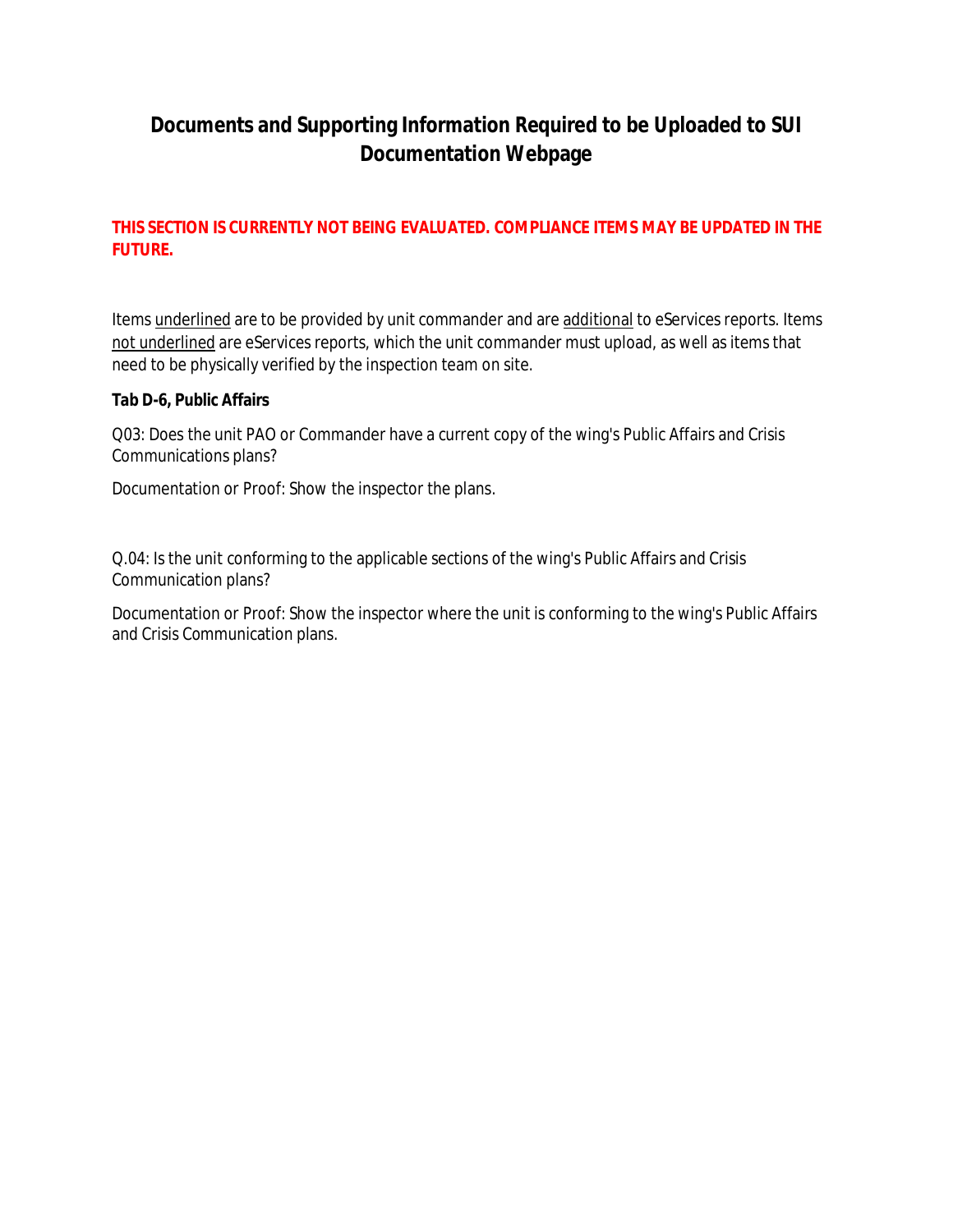# Documents and Supporting Information Required to be Uploaded to SUI Documentation Webpage

**THIS SECTION IS CURRENTLY NOT BEING EVALUATED. COMPLIANCE ITEMS MAY BE UPDATED IN THE FUTURE.**

Items <u>underlined</u> are to be provided by unit commander and are <u>additional</u> to eServices reports. Items <u>not underlined</u> are eServices reports, which the unit commander must upload, as well as items that need to be physically verified by the inspection team on site.

**Tab D-6, Public Affairs**

Q03: Does the unit PAO or Commander have a current copy of the wing's Public Affairs and Crisis Communications plans?

Documentation or Proof: Show the inspector the plans.

Q.04: Is the unit conforming to the applicable sections of the wing's Public Affairs and Crisis Communication plans?

Documentation or Proof: Show the inspector where the unit is conforming to the wing's Public Affairs and Crisis Communication plans.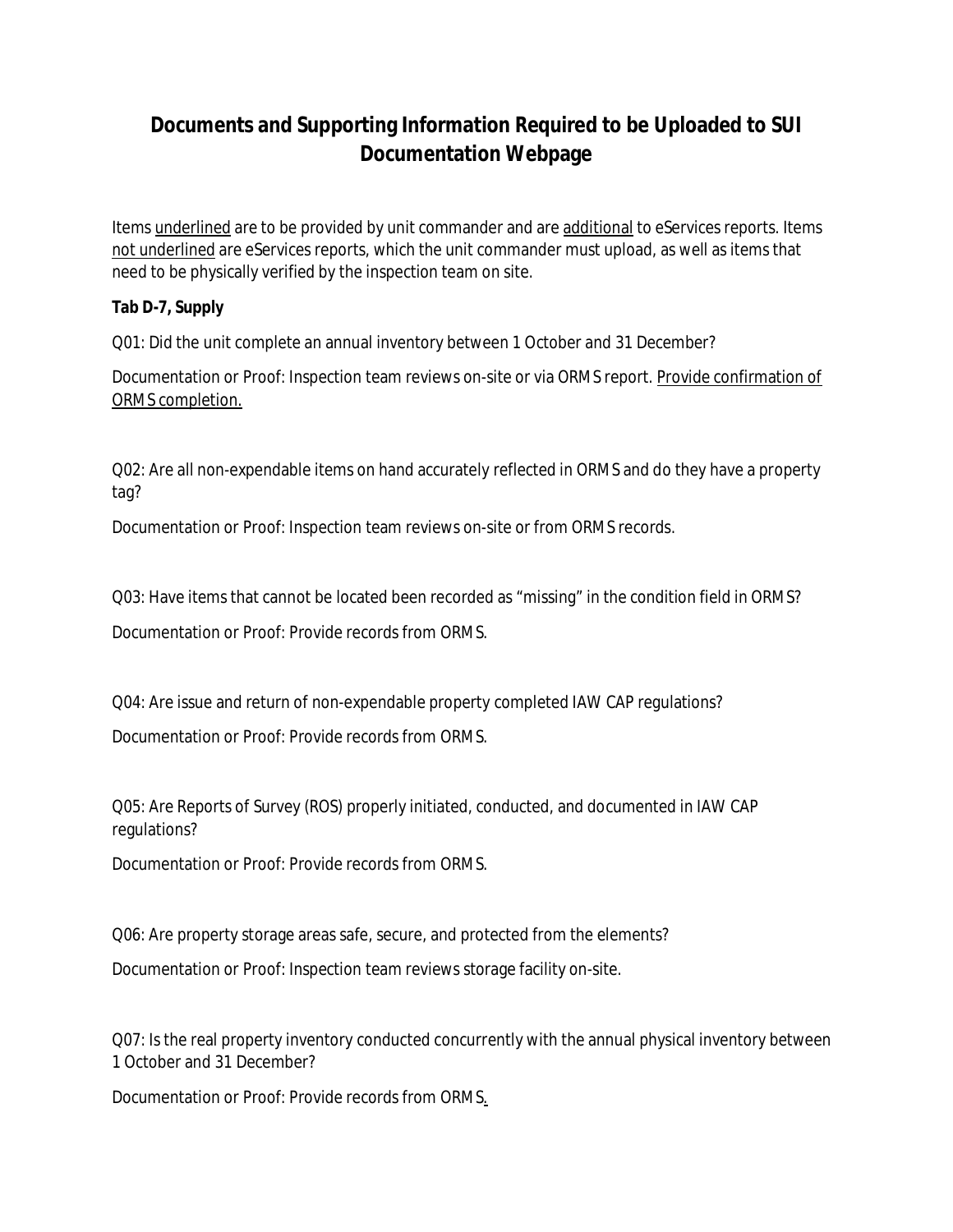# Documents and Supporting Information Required to be Uploaded to SUI Documentation Webpage

Items <u>underlined</u> are to be provided by unit commander and are <u>additional</u> to eServices reports. Items <u>not underlined</u> are eServices reports, which the unit commander must upload, as well as items that need to be physically verified by the inspection team on site.

**Tab D-7, Supply**

Q01: Did the unit complete an annual inventory between 1 October and 31 December?

Documentation or Proof: Inspection team reviews on-site or via ORMS report. <u>Provide confirmation of ORMS completion.</u>

Q02: Are all non-expendable items on hand accurately reflected in ORMS and do they have a property tag?

Documentation or Proof: Inspection team reviews on-site or from ORMS records.

Q03: Have items that cannot be located been recorded as "missing" in the condition field in ORMS?

Documentation or Proof: Provide records from ORMS.

Q04: Are issue and return of non-expendable property completed IAW CAP regulations?

Documentation or Proof: Provide records from ORMS.

Q05: Are Reports of Survey (ROS) properly initiated, conducted, and documented in IAW CAP regulations?

Documentation or Proof: Provide records from ORMS.

Q06: Are property storage areas safe, secure, and protected from the elements?

Documentation or Proof: Inspection team reviews storage facility on-site.

Q07: Is the real property inventory conducted concurrently with the annual physical inventory between 1 October and 31 December?

Documentation or Proof: Provide records from ORMS.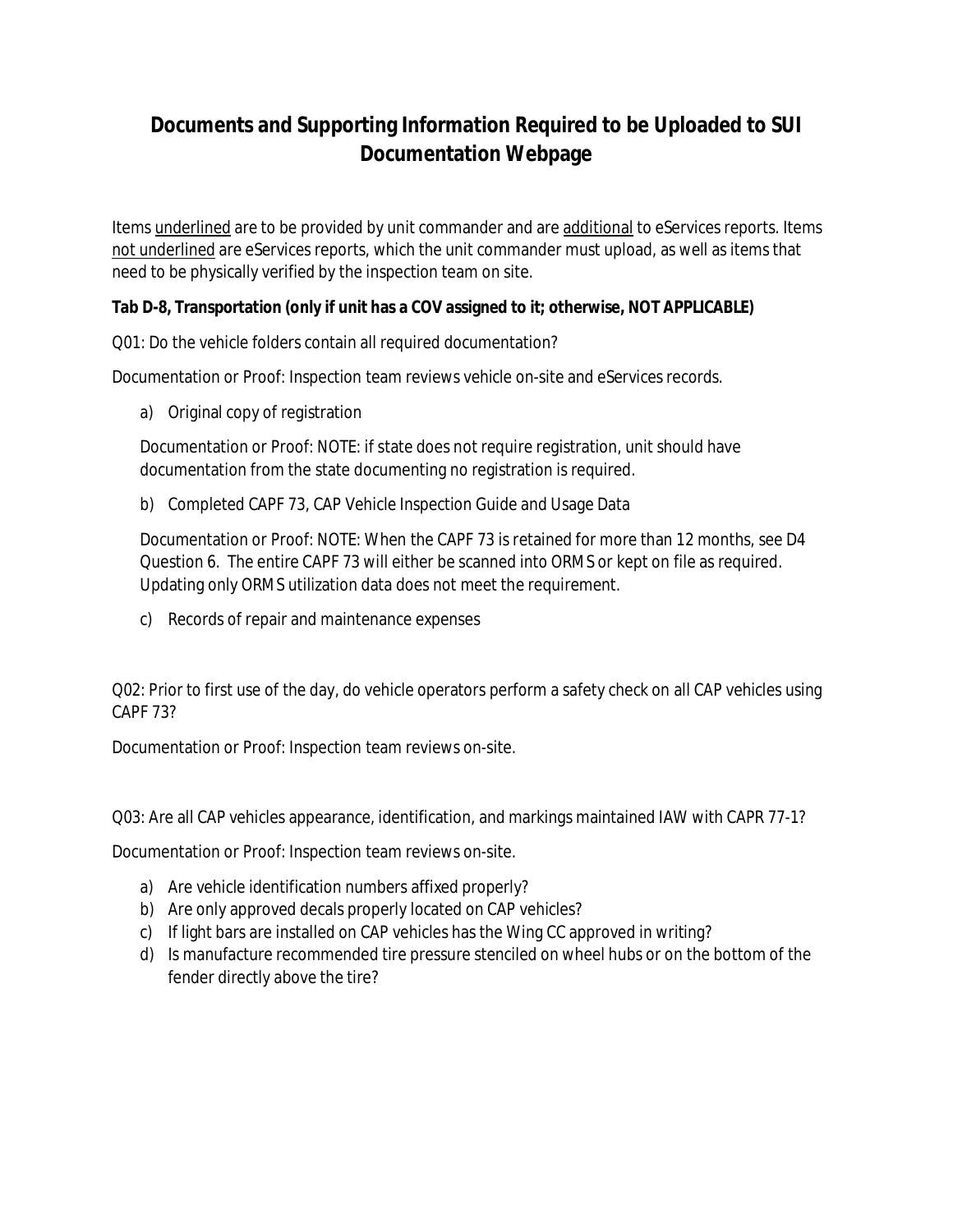# Documents and Supporting Information Required to be Uploaded to SUI Documentation Webpage

Items <u>underlined</u> are to be provided by unit commander and are <u>additional</u> to eServices reports. Items <u>not underlined</u> are eServices reports, which the unit commander must upload, as well as items that need to be physically verified by the inspection team on site.

**Tab D-8, Transportation (only if unit has a COV assigned to it; otherwise, NOT APPLICABLE)**

Q01: Do the vehicle folders contain all required documentation?

Documentation or Proof: Inspection team reviews vehicle on-site and eServices records.

a) Original copy of registration

   Documentation or Proof: NOTE: if state does not require registration, unit should have documentation from the state documenting no registration is required.

b) Completed CAPF 73, CAP Vehicle Inspection Guide and Usage Data

   Documentation or Proof: NOTE: When the CAPF 73 is retained for more than 12 months, see D4 Question 6. The entire CAPF 73 will either be scanned into ORMS or kept on file as required. Updating only ORMS utilization data does not meet the requirement.

c) Records of repair and maintenance expenses

Q02: Prior to first use of the day, do vehicle operators perform a safety check on all CAP vehicles using CAPF 73?

Documentation or Proof: Inspection team reviews on-site.

Q03: Are all CAP vehicles appearance, identification, and markings maintained IAW with CAPR 77-1?

Documentation or Proof: Inspection team reviews on-site.

a) Are vehicle identification numbers affixed properly?
b) Are only approved decals properly located on CAP vehicles?
c) If light bars are installed on CAP vehicles has the Wing CC approved in writing?
d) Is manufacture recommended tire pressure stenciled on wheel hubs or on the bottom of the fender directly above the tire?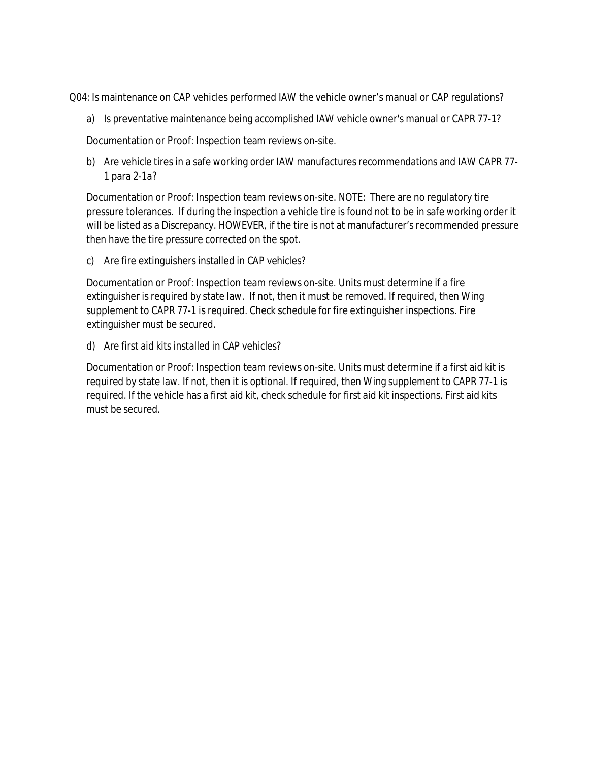Q04: Is maintenance on CAP vehicles performed IAW the vehicle owner's manual or CAP regulations?

a) Is preventative maintenance being accomplished IAW vehicle owner's manual or CAPR 77-1?

   Documentation or Proof: Inspection team reviews on-site.

b) Are vehicle tires in a safe working order IAW manufactures recommendations and IAW CAPR 77-1 para 2-1a?

   Documentation or Proof: Inspection team reviews on-site. NOTE: There are no regulatory tire pressure tolerances. If during the inspection a vehicle tire is found not to be in safe working order it will be listed as a Discrepancy. HOWEVER, if the tire is not at manufacturer's recommended pressure then have the tire pressure corrected on the spot.

c) Are fire extinguishers installed in CAP vehicles?

   Documentation or Proof: Inspection team reviews on-site. Units must determine if a fire extinguisher is required by state law. If not, then it must be removed. If required, then Wing supplement to CAPR 77-1 is required. Check schedule for fire extinguisher inspections. Fire extinguisher must be secured.

d) Are first aid kits installed in CAP vehicles?

   Documentation or Proof: Inspection team reviews on-site. Units must determine if a first aid kit is required by state law. If not, then it is optional. If required, then Wing supplement to CAPR 77-1 is required. If the vehicle has a first aid kit, check schedule for first aid kit inspections. First aid kits must be secured.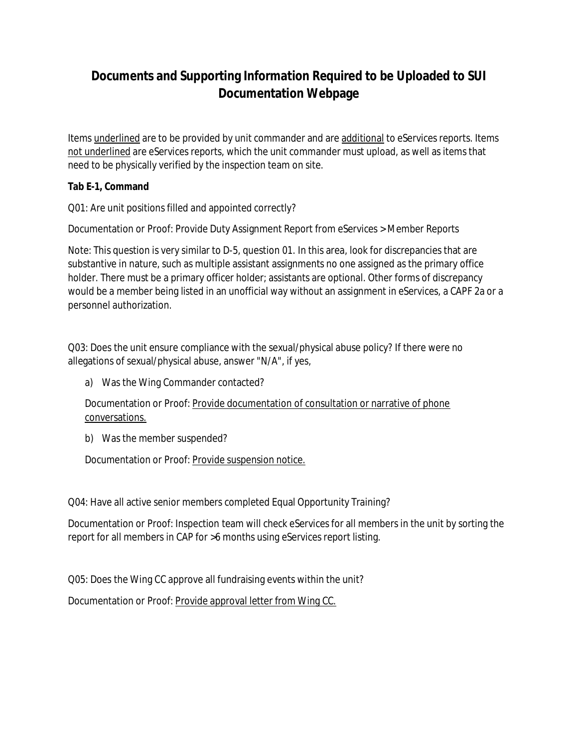# Documents and Supporting Information Required to be Uploaded to SUI Documentation Webpage

Items <u>underlined</u> are to be provided by unit commander and are <u>additional</u> to eServices reports. Items <u>not underlined</u> are eServices reports, which the unit commander must upload, as well as items that need to be physically verified by the inspection team on site.

**Tab E-1, Command**

Q01: Are unit positions filled and appointed correctly?

Documentation or Proof: Provide Duty Assignment Report from eServices > Member Reports

Note: This question is very similar to D-5, question 01. In this area, look for discrepancies that are substantive in nature, such as multiple assistant assignments no one assigned as the primary office holder. There must be a primary officer holder; assistants are optional. Other forms of discrepancy would be a member being listed in an unofficial way without an assignment in eServices, a CAPF 2a or a personnel authorization.

Q03: Does the unit ensure compliance with the sexual/physical abuse policy? If there were no allegations of sexual/physical abuse, answer "N/A", if yes,

a) Was the Wing Commander contacted?

   Documentation or Proof: <u>Provide documentation of consultation or narrative of phone conversations.</u>

b) Was the member suspended?

   Documentation or Proof: <u>Provide suspension notice.</u>

Q04: Have all active senior members completed Equal Opportunity Training?

Documentation or Proof: Inspection team will check eServices for all members in the unit by sorting the report for all members in CAP for >6 months using eServices report listing.

Q05: Does the Wing CC approve all fundraising events within the unit?

Documentation or Proof: <u>Provide approval letter from Wing CC.</u>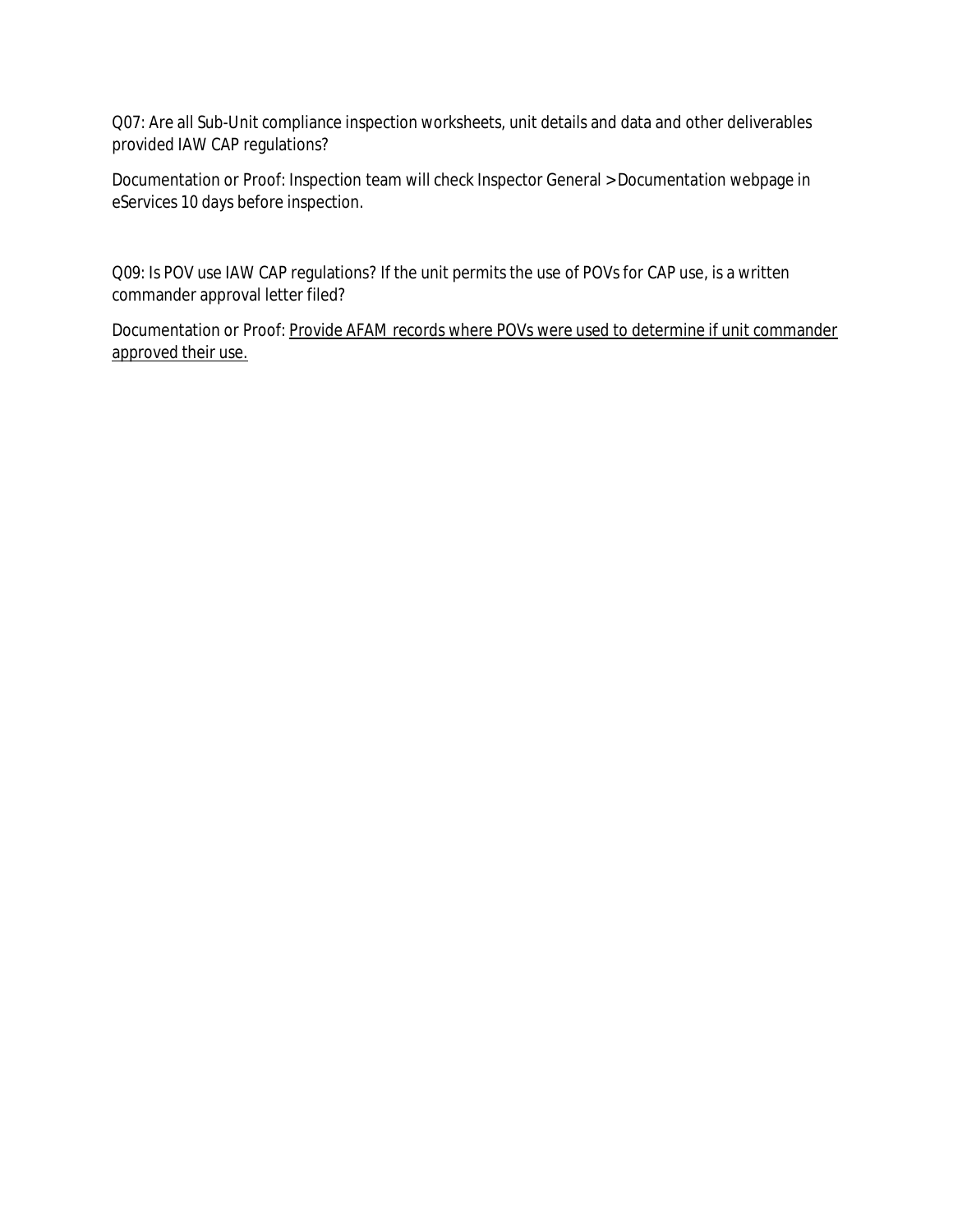Q07: Are all Sub-Unit compliance inspection worksheets, unit details and data and other deliverables provided IAW CAP regulations?

Documentation or Proof: Inspection team will check Inspector General > Documentation webpage in eServices 10 days before inspection.

Q09: Is POV use IAW CAP regulations? If the unit permits the use of POVs for CAP use, is a written commander approval letter filed?

Documentation or Proof: <u>Provide AFAM records where POVs were used to determine if unit commander approved their use.</u>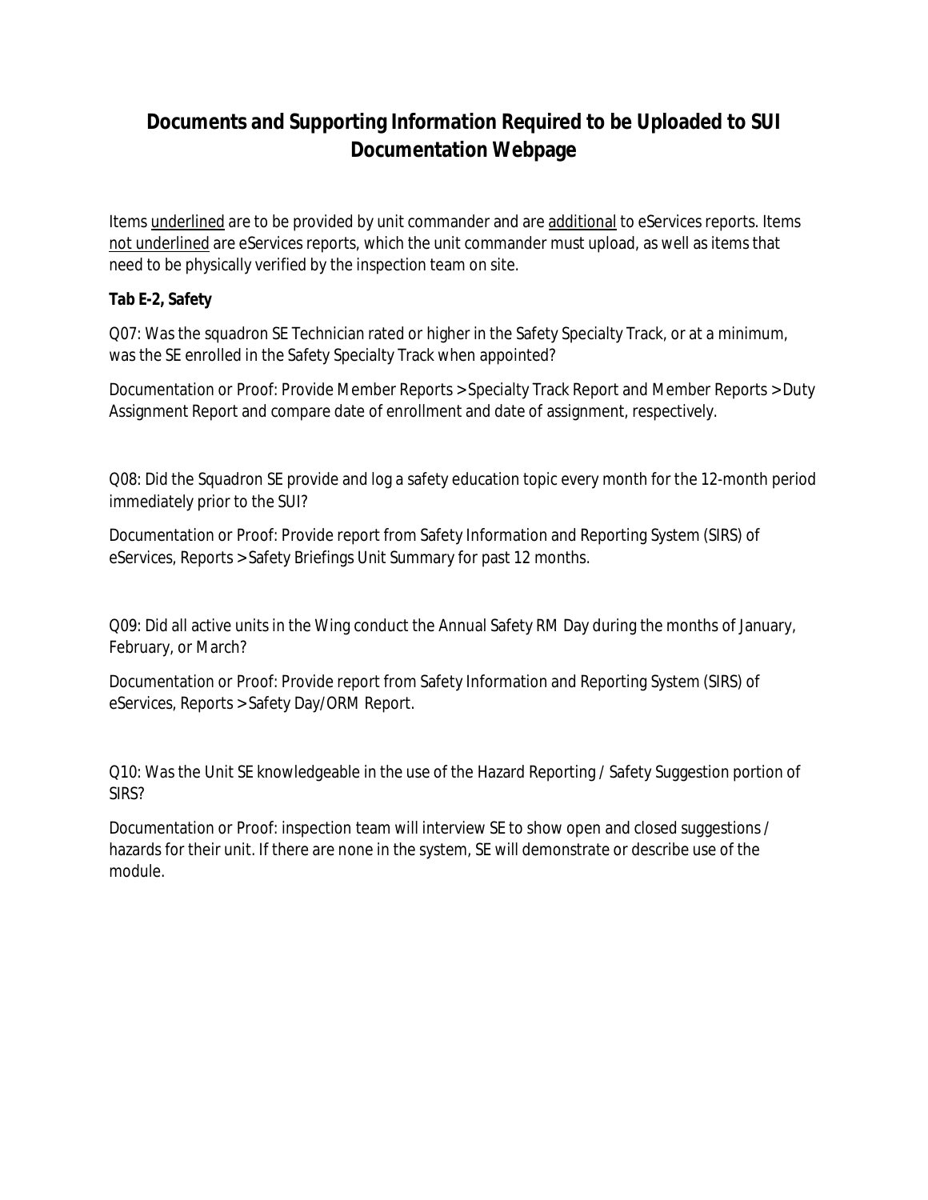# Documents and Supporting Information Required to be Uploaded to SUI Documentation Webpage

Items <u>underlined</u> are to be provided by unit commander and are <u>additional</u> to eServices reports. Items <u>not underlined</u> are eServices reports, which the unit commander must upload, as well as items that need to be physically verified by the inspection team on site.

**Tab E-2, Safety**

Q07: Was the squadron SE Technician rated or higher in the Safety Specialty Track, or at a minimum, was the SE enrolled in the Safety Specialty Track when appointed?

Documentation or Proof: Provide Member Reports > Specialty Track Report and Member Reports > Duty Assignment Report and compare date of enrollment and date of assignment, respectively.

Q08: Did the Squadron SE provide and log a safety education topic every month for the 12-month period immediately prior to the SUI?

Documentation or Proof: Provide report from Safety Information and Reporting System (SIRS) of eServices, Reports > Safety Briefings Unit Summary for past 12 months.

Q09: Did all active units in the Wing conduct the Annual Safety RM Day during the months of January, February, or March?

Documentation or Proof: Provide report from Safety Information and Reporting System (SIRS) of eServices, Reports > Safety Day/ORM Report.

Q10: Was the Unit SE knowledgeable in the use of the Hazard Reporting / Safety Suggestion portion of SIRS?

Documentation or Proof: inspection team will interview SE to show open and closed suggestions / hazards for their unit. If there are none in the system, SE will demonstrate or describe use of the module.